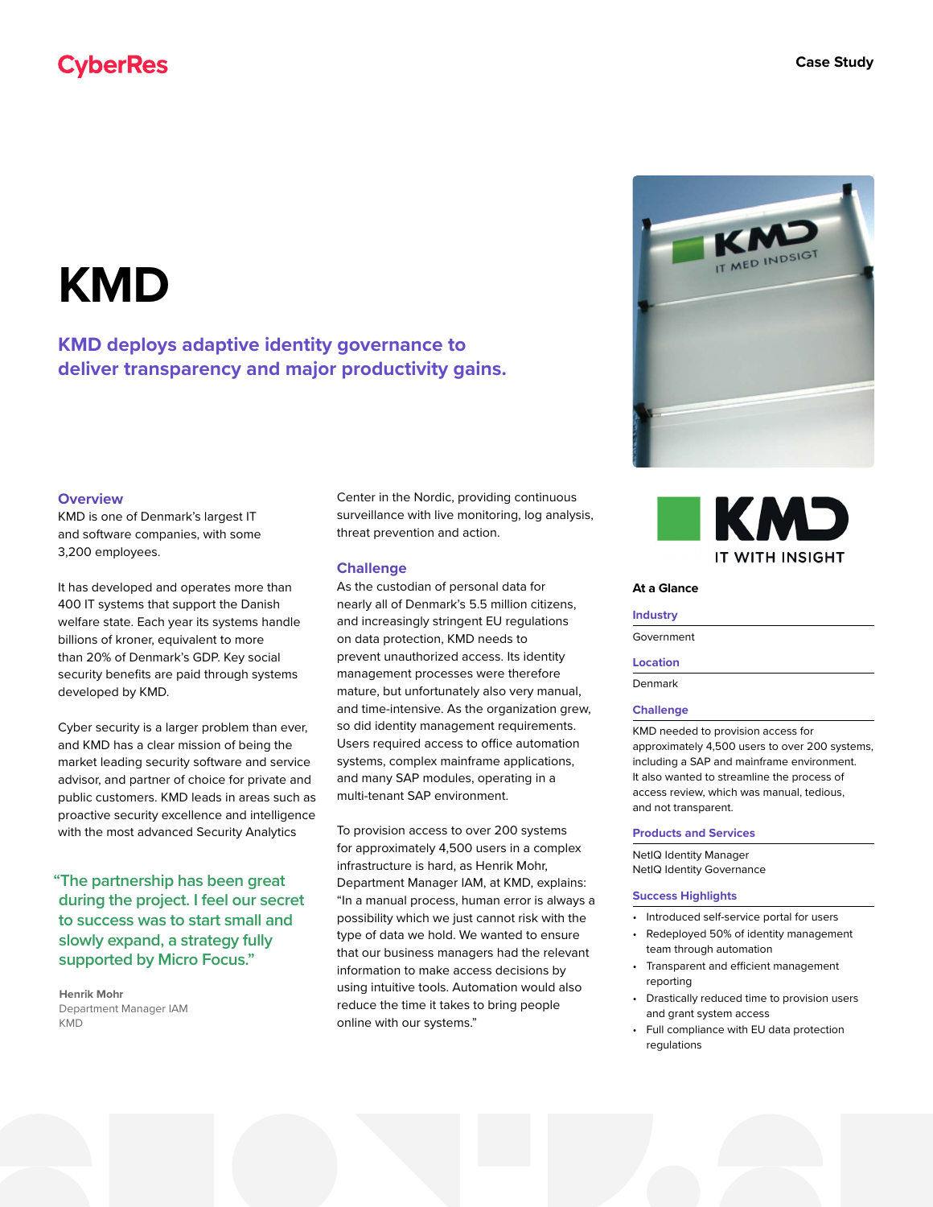CyberRes

Case Study

# KMD

## KMD deploys adaptive identity governance to deliver transparency and major productivity gains.

### Overview

KMD is one of Denmark's largest IT and software companies, with some 3,200 employees.

It has developed and operates more than 400 IT systems that support the Danish welfare state. Each year its systems handle billions of kroner, equivalent to more than 20% of Denmark's GDP. Key social security benefits are paid through systems developed by KMD.

Cyber security is a larger problem than ever, and KMD has a clear mission of being the market leading security software and service advisor, and partner of choice for private and public customers. KMD leads in areas such as proactive security excellence and intelligence with the most advanced Security Analytics Center in the Nordic, providing continuous surveillance with live monitoring, log analysis, threat prevention and action.

> "The partnership has been great during the project. I feel our secret to success was to start small and slowly expand, a strategy fully supported by Micro Focus."
>
> **Henrik Mohr**
> Department Manager IAM
> KMD

### Challenge

As the custodian of personal data for nearly all of Denmark's 5.5 million citizens, and increasingly stringent EU regulations on data protection, KMD needs to prevent unauthorized access. Its identity management processes were therefore mature, but unfortunately also very manual, and time-intensive. As the organization grew, so did identity management requirements. Users required access to office automation systems, complex mainframe applications, and many SAP modules, operating in a multi-tenant SAP environment.

To provision access to over 200 systems for approximately 4,500 users in a complex infrastructure is hard, as Henrik Mohr, Department Manager IAM, at KMD, explains: "In a manual process, human error is always a possibility which we just cannot risk with the type of data we hold. We wanted to ensure that our business managers had the relevant information to make access decisions by using intuitive tools. Automation would also reduce the time it takes to bring people online with our systems."

KMD IT WITH INSIGHT

### At a Glance

**Industry**

Government

**Location**

Denmark

**Challenge**

KMD needed to provision access for approximately 4,500 users to over 200 systems, including a SAP and mainframe environment. It also wanted to streamline the process of access review, which was manual, tedious, and not transparent.

**Products and Services**

NetIQ Identity Manager
NetIQ Identity Governance

**Success Highlights**

- Introduced self-service portal for users
- Redeployed 50% of identity management team through automation
- Transparent and efficient management reporting
- Drastically reduced time to provision users and grant system access
- Full compliance with EU data protection regulations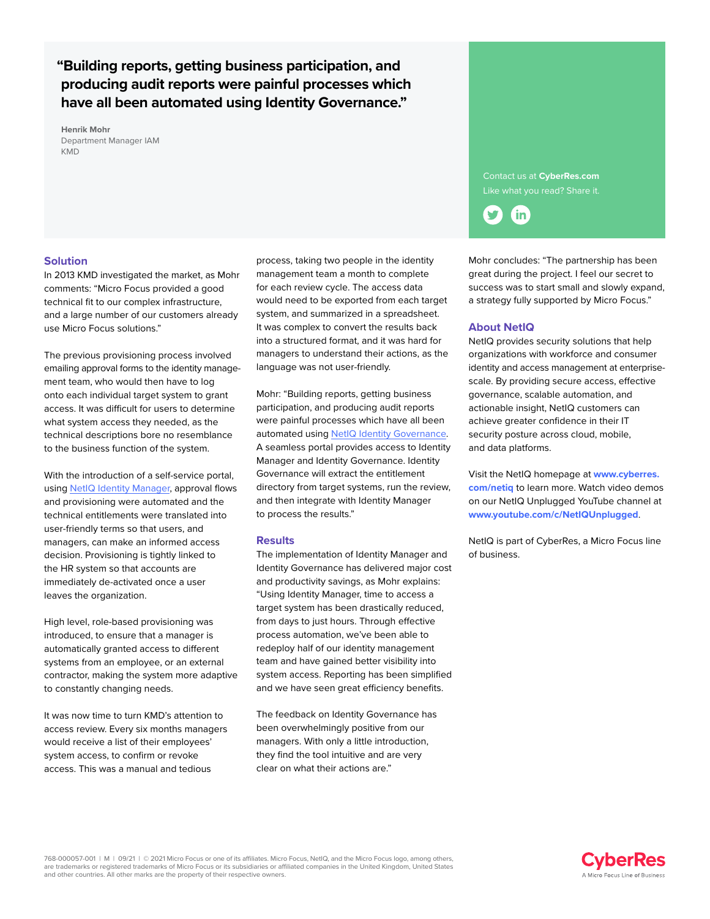> "Building reports, getting business participation, and producing audit reports were painful processes which have all been automated using Identity Governance."

**Henrik Mohr**
Department Manager IAM
KMD

Contact us at **CyberRes.com**
Like what you read? Share it.

## Solution

In 2013 KMD investigated the market, as Mohr comments: "Micro Focus provided a good technical fit to our complex infrastructure, and a large number of our customers already use Micro Focus solutions."

The previous provisioning process involved emailing approval forms to the identity management team, who would then have to log onto each individual target system to grant access. It was difficult for users to determine what system access they needed, as the technical descriptions bore no resemblance to the business function of the system.

With the introduction of a self-service portal, using NetIQ Identity Manager, approval flows and provisioning were automated and the technical entitlements were translated into user-friendly terms so that users, and managers, can make an informed access decision. Provisioning is tightly linked to the HR system so that accounts are immediately de-activated once a user leaves the organization.

High level, role-based provisioning was introduced, to ensure that a manager is automatically granted access to different systems from an employee, or an external contractor, making the system more adaptive to constantly changing needs.

It was now time to turn KMD's attention to access review. Every six months managers would receive a list of their employees' system access, to confirm or revoke access. This was a manual and tedious process, taking two people in the identity management team a month to complete for each review cycle. The access data would need to be exported from each target system, and summarized in a spreadsheet. It was complex to convert the results back into a structured format, and it was hard for managers to understand their actions, as the language was not user-friendly.

Mohr: "Building reports, getting business participation, and producing audit reports were painful processes which have all been automated using NetIQ Identity Governance. A seamless portal provides access to Identity Manager and Identity Governance. Identity Governance will extract the entitlement directory from target systems, run the review, and then integrate with Identity Manager to process the results."

## Results

The implementation of Identity Manager and Identity Governance has delivered major cost and productivity savings, as Mohr explains: "Using Identity Manager, time to access a target system has been drastically reduced, from days to just hours. Through effective process automation, we've been able to redeploy half of our identity management team and have gained better visibility into system access. Reporting has been simplified and we have seen great efficiency benefits.

The feedback on Identity Governance has been overwhelmingly positive from our managers. With only a little introduction, they find the tool intuitive and are very clear on what their actions are."

Mohr concludes: "The partnership has been great during the project. I feel our secret to success was to start small and slowly expand, a strategy fully supported by Micro Focus."

## About NetIQ

NetIQ provides security solutions that help organizations with workforce and consumer identity and access management at enterprise-scale. By providing secure access, effective governance, scalable automation, and actionable insight, NetIQ customers can achieve greater confidence in their IT security posture across cloud, mobile, and data platforms.

Visit the NetIQ homepage at **www.cyberres.com/netiq** to learn more. Watch video demos on our NetIQ Unplugged YouTube channel at **www.youtube.com/c/NetIQUnplugged**.

NetIQ is part of CyberRes, a Micro Focus line of business.

768-000057-001 | M | 09/21 | © 2021 Micro Focus or one of its affiliates. Micro Focus, NetIQ, and the Micro Focus logo, among others, are trademarks or registered trademarks of Micro Focus or its subsidiaries or affiliated companies in the United Kingdom, United States and other countries. All other marks are the property of their respective owners.

CyberRes
A Micro Focus Line of Business